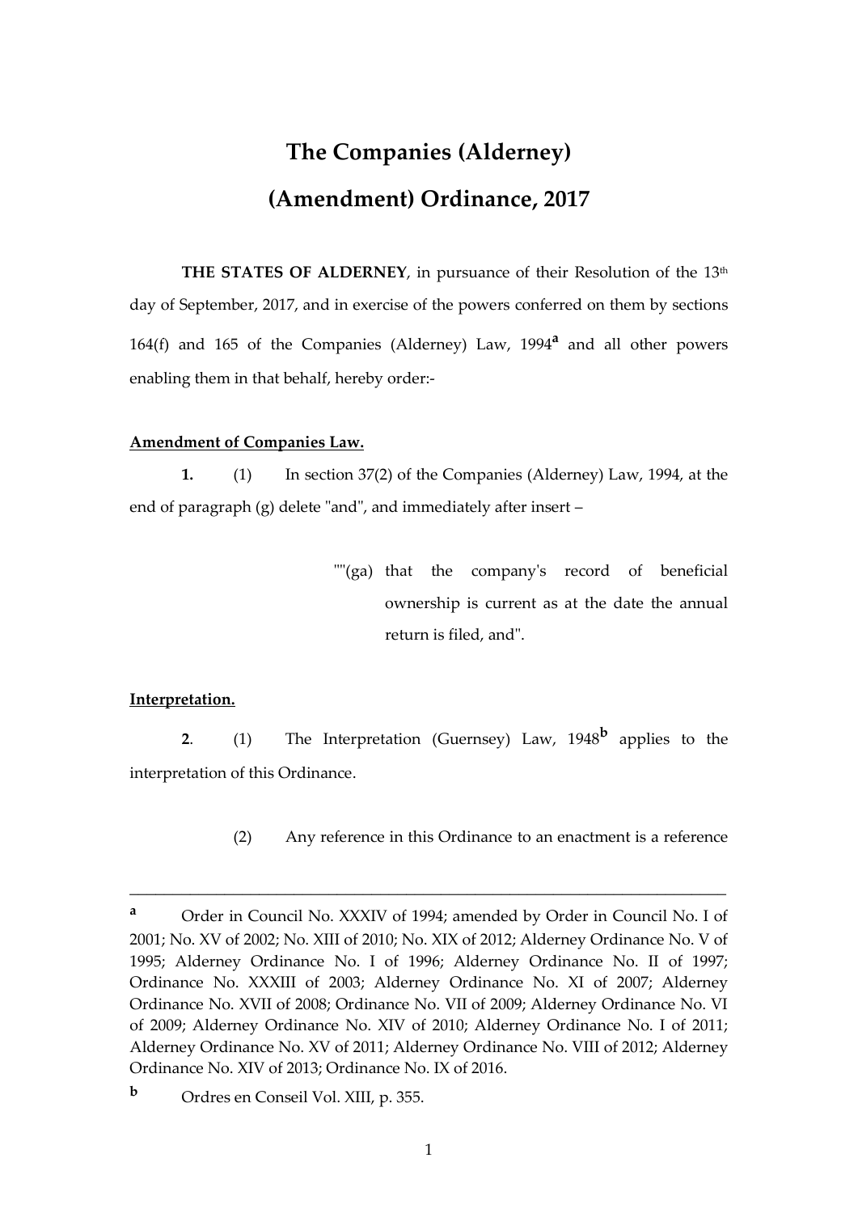# The Companies (Alderney) (Amendment) Ordinance, 2017

**THE STATES OF ALDERNEY**, in pursuance of their Resolution of the 13th day of September, 2017, and in exercise of the powers conferred on them by sections 164(f) and 165 of the Companies (Alderney) Law, 1994[a] and all other powers enabling them in that behalf, hereby order:-

**Amendment of Companies Law.**

**1.** (1) In section 37(2) of the Companies (Alderney) Law, 1994, at the end of paragraph (g) delete "and", and immediately after insert –

> ""(ga) that the company's record of beneficial ownership is current as at the date the annual return is filed, and".

**Interpretation.**

**2**. (1) The Interpretation (Guernsey) Law, 1948[b] applies to the interpretation of this Ordinance.

(2) Any reference in this Ordinance to an enactment is a reference

---

[a] Order in Council No. XXXIV of 1994; amended by Order in Council No. I of 2001; No. XV of 2002; No. XIII of 2010; No. XIX of 2012; Alderney Ordinance No. V of 1995; Alderney Ordinance No. I of 1996; Alderney Ordinance No. II of 1997; Ordinance No. XXXIII of 2003; Alderney Ordinance No. XI of 2007; Alderney Ordinance No. XVII of 2008; Ordinance No. VII of 2009; Alderney Ordinance No. VI of 2009; Alderney Ordinance No. XIV of 2010; Alderney Ordinance No. I of 2011; Alderney Ordinance No. XV of 2011; Alderney Ordinance No. VIII of 2012; Alderney Ordinance No. XIV of 2013; Ordinance No. IX of 2016.

[b] Ordres en Conseil Vol. XIII, p. 355.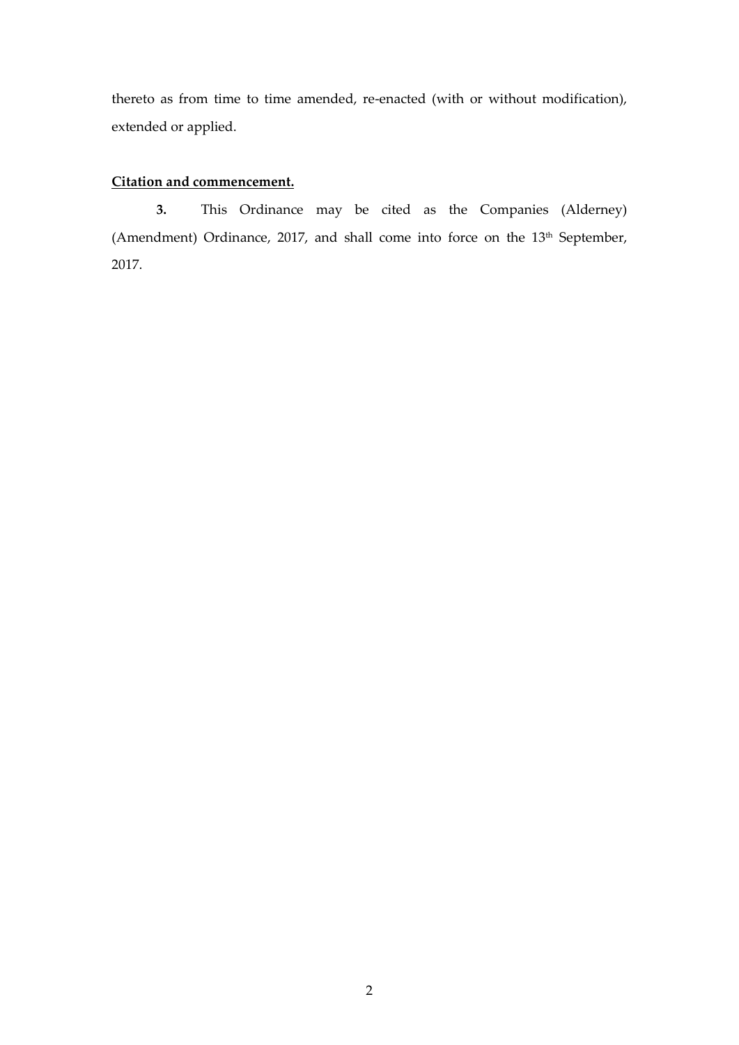thereto as from time to time amended, re-enacted (with or without modification), extended or applied.

**Citation and commencement.**

**3.** This Ordinance may be cited as the Companies (Alderney) (Amendment) Ordinance, 2017, and shall come into force on the 13th September, 2017.